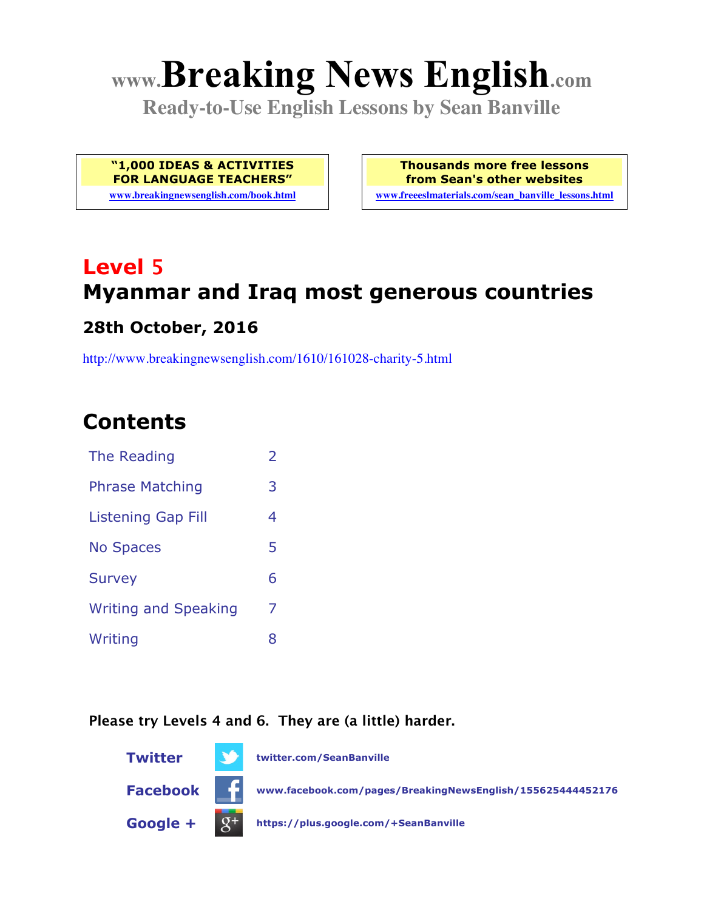# www.Breaking News English.com

**Ready-to-Use English Lessons by Sean Banville**

**"1,000 IDEAS & ACTIVITIES FOR LANGUAGE TEACHERS"**
www.breakingnewsenglish.com/book.html

**Thousands more free lessons from Sean's other websites**
www.freeeslmaterials.com/sean_banville_lessons.html

## Level 5
## Myanmar and Iraq most generous countries

### 28th October, 2016

http://www.breakingnewsenglish.com/1610/161028-charity-5.html

## Contents

| | |
|---|---|
| The Reading | 2 |
| Phrase Matching | 3 |
| Listening Gap Fill | 4 |
| No Spaces | 5 |
| Survey | 6 |
| Writing and Speaking | 7 |
| Writing | 8 |

**Please try Levels 4 and 6. They are (a little) harder.**

**Twitter** twitter.com/SeanBanville

**Facebook** www.facebook.com/pages/BreakingNewsEnglish/155625444452176

**Google +** https://plus.google.com/+SeanBanville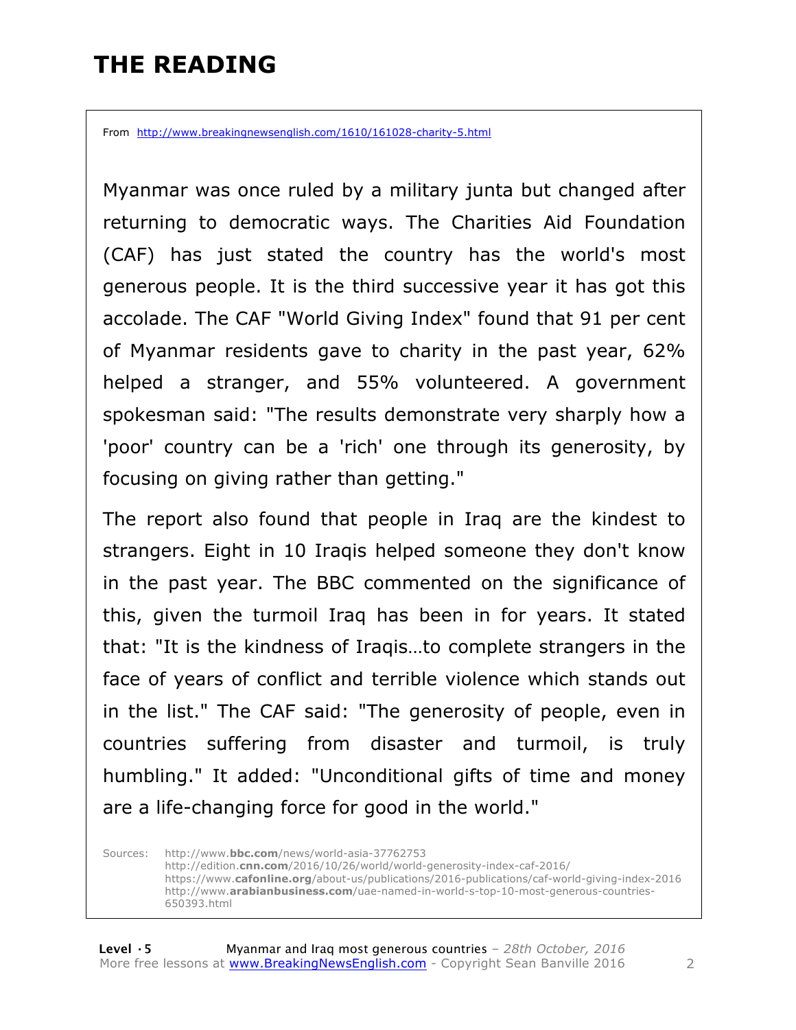# THE READING

From http://www.breakingnewsenglish.com/1610/161028-charity-5.html

Myanmar was once ruled by a military junta but changed after returning to democratic ways. The Charities Aid Foundation (CAF) has just stated the country has the world's most generous people. It is the third successive year it has got this accolade. The CAF "World Giving Index" found that 91 per cent of Myanmar residents gave to charity in the past year, 62% helped a stranger, and 55% volunteered. A government spokesman said: "The results demonstrate very sharply how a 'poor' country can be a 'rich' one through its generosity, by focusing on giving rather than getting."

The report also found that people in Iraq are the kindest to strangers. Eight in 10 Iraqis helped someone they don't know in the past year. The BBC commented on the significance of this, given the turmoil Iraq has been in for years. It stated that: "It is the kindness of Iraqis…to complete strangers in the face of years of conflict and terrible violence which stands out in the list." The CAF said: "The generosity of people, even in countries suffering from disaster and turmoil, is truly humbling." It added: "Unconditional gifts of time and money are a life-changing force for good in the world."

Sources:
http://www.bbc.com/news/world-asia-37762753
http://edition.cnn.com/2016/10/26/world/world-generosity-index-caf-2016/
https://www.cafonline.org/about-us/publications/2016-publications/caf-world-giving-index-2016
http://www.arabianbusiness.com/uae-named-in-world-s-top-10-most-generous-countries-650393.html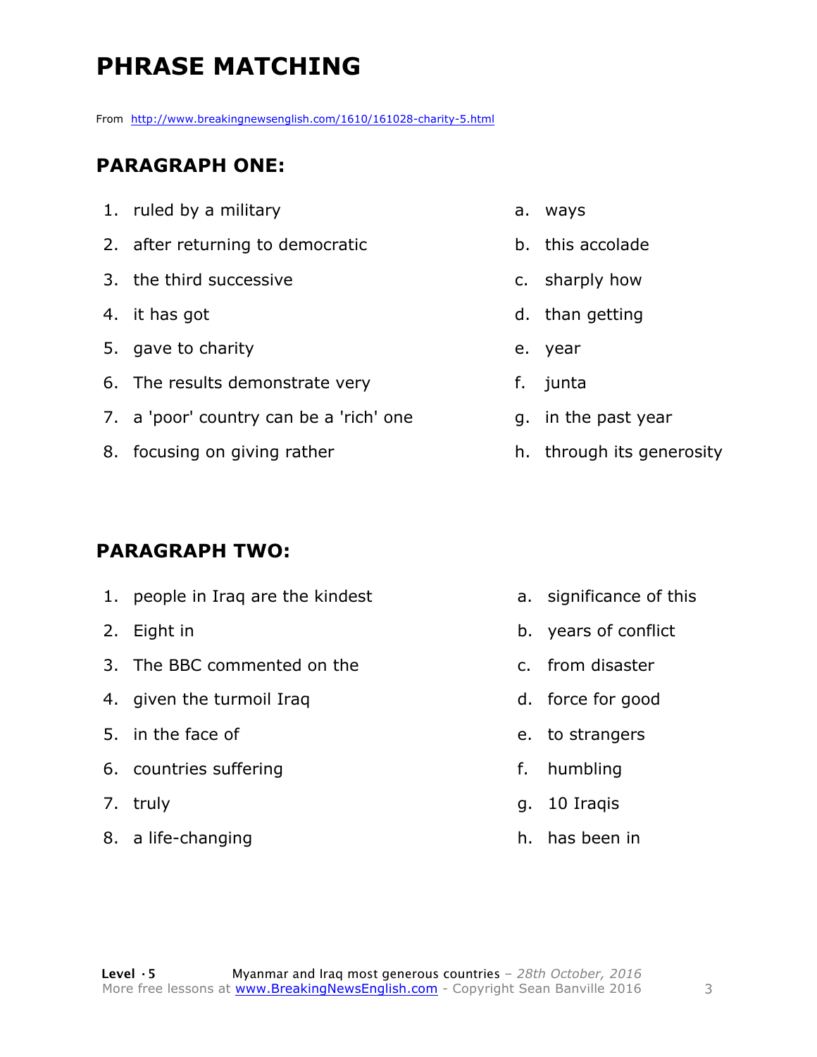# PHRASE MATCHING

From http://www.breakingnewsenglish.com/1610/161028-charity-5.html

## PARAGRAPH ONE:

| | |
|---|---|
| 1. ruled by a military | a. ways |
| 2. after returning to democratic | b. this accolade |
| 3. the third successive | c. sharply how |
| 4. it has got | d. than getting |
| 5. gave to charity | e. year |
| 6. The results demonstrate very | f. junta |
| 7. a 'poor' country can be a 'rich' one | g. in the past year |
| 8. focusing on giving rather | h. through its generosity |

## PARAGRAPH TWO:

| | |
|---|---|
| 1. people in Iraq are the kindest | a. significance of this |
| 2. Eight in | b. years of conflict |
| 3. The BBC commented on the | c. from disaster |
| 4. given the turmoil Iraq | d. force for good |
| 5. in the face of | e. to strangers |
| 6. countries suffering | f. humbling |
| 7. truly | g. 10 Iraqis |
| 8. a life-changing | h. has been in |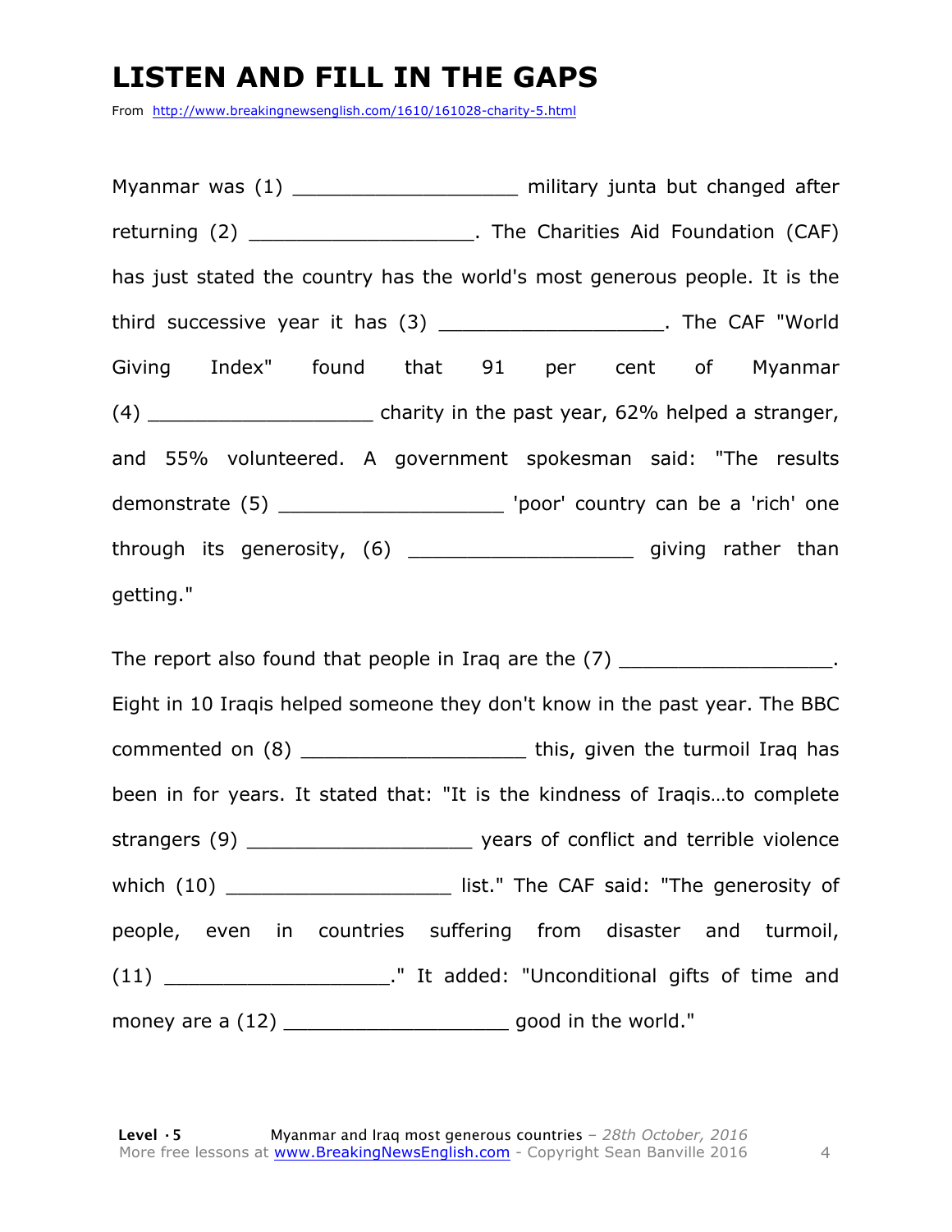# LISTEN AND FILL IN THE GAPS

From http://www.breakingnewsenglish.com/1610/161028-charity-5.html

Myanmar was (1) ___________________ military junta but changed after returning (2) ___________________. The Charities Aid Foundation (CAF) has just stated the country has the world's most generous people. It is the third successive year it has (3) ___________________. The CAF "World Giving Index" found that 91 per cent of Myanmar (4) ___________________ charity in the past year, 62% helped a stranger, and 55% volunteered. A government spokesman said: "The results demonstrate (5) ___________________ 'poor' country can be a 'rich' one through its generosity, (6) ___________________ giving rather than getting."

The report also found that people in Iraq are the (7) ___________________. Eight in 10 Iraqis helped someone they don't know in the past year. The BBC commented on (8) ___________________ this, given the turmoil Iraq has been in for years. It stated that: "It is the kindness of Iraqis…to complete strangers (9) ___________________ years of conflict and terrible violence which (10) ___________________ list." The CAF said: "The generosity of people, even in countries suffering from disaster and turmoil, (11) ___________________." It added: "Unconditional gifts of time and money are a (12) ___________________ good in the world."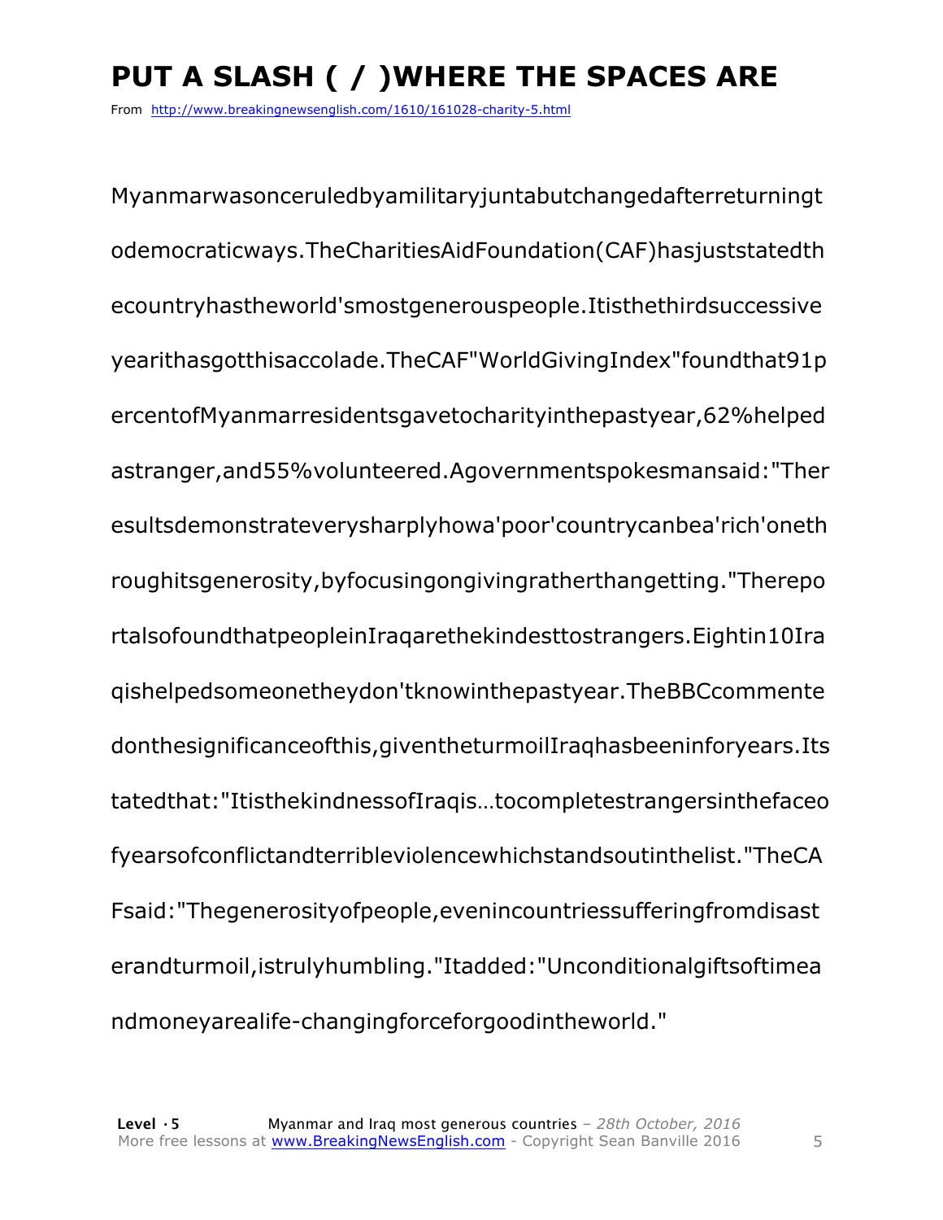# PUT A SLASH ( / )WHERE THE SPACES ARE

From http://www.breakingnewsenglish.com/1610/161028-charity-5.html

Myanmarwasonceruledbyamilitaryjuntabutchangedafterreturningt
odemocraticways.TheCharitiesAidFoundation(CAF)hasjuststatedth
ecountryhastheworld'smostgenerouspeople.Itisthethirdsuccessive
yearithasgotthisaccolade.TheCAF"WorldGivingIndex"foundthat91p
ercentofMyanmarresidentsgavetocharityinthepastyear,62%helped
astranger,and55%volunteered.Agovernmentspokesmansaid:"Ther
esultsdemonstrateverysharplyhowa'poor'countrycanbea'rich'oneth
roughitsgenerosity,byfocusingongivingratherthangetting."Therepo
rtalsofoundthatpeopleinIraqarethekindesttostrangers.Eightin10Ira
qishelpedsomeonetheydon'tknowinthepastyear.TheBBCcommente
donthesignificanceofthis,giventheturmoilIraqhasbeeninforyears.Its
tatedthat:"ItisthekindnessofIraqis…tocompletestrangersinthefaceo
fyearsofconflictandterribleviolencewhichstandsoutinthelist."TheCA
Fsaid:"Thegenerosityofpeople,evenincountriessufferingfromdisast
erandturmoil,istrulyhumbling."Itadded:"Unconditionalgiftsoftimea
ndmoneyarealife-changingforceforgoodintheworld."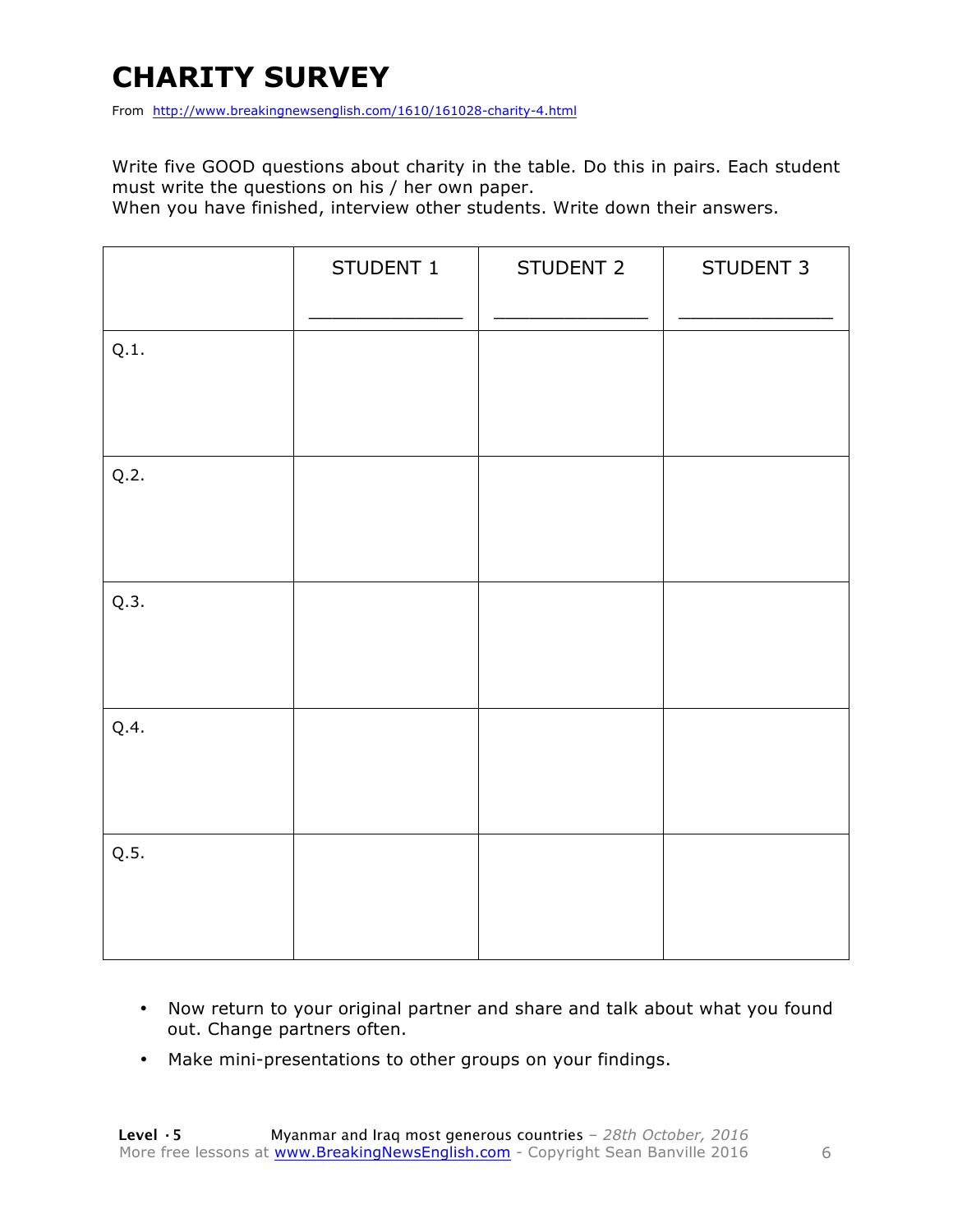# CHARITY SURVEY

From http://www.breakingnewsenglish.com/1610/161028-charity-4.html

Write five GOOD questions about charity in the table. Do this in pairs. Each student must write the questions on his / her own paper.
When you have finished, interview other students. Write down their answers.

| | STUDENT 1<br>_____________ | STUDENT 2<br>_____________ | STUDENT 3<br>_____________ |
|---|---|---|---|
| Q.1. | | | |
| Q.2. | | | |
| Q.3. | | | |
| Q.4. | | | |
| Q.5. | | | |

- Now return to your original partner and share and talk about what you found out. Change partners often.
- Make mini-presentations to other groups on your findings.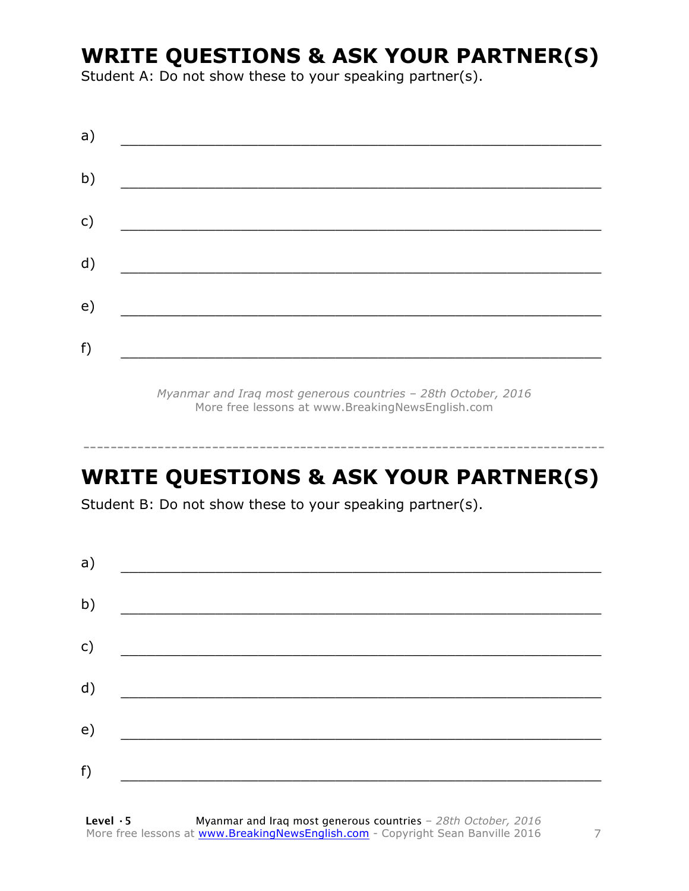## WRITE QUESTIONS & ASK YOUR PARTNER(S)

Student A: Do not show these to your speaking partner(s).

a) ___________________________________________________________

b) ___________________________________________________________

c) ___________________________________________________________

d) ___________________________________________________________

e) ___________________________________________________________

f) ___________________________________________________________

*Myanmar and Iraq most generous countries – 28th October, 2016*
More free lessons at www.BreakingNewsEnglish.com

---

## WRITE QUESTIONS & ASK YOUR PARTNER(S)

Student B: Do not show these to your speaking partner(s).

a) ___________________________________________________________

b) ___________________________________________________________

c) ___________________________________________________________

d) ___________________________________________________________

e) ___________________________________________________________

f) ___________________________________________________________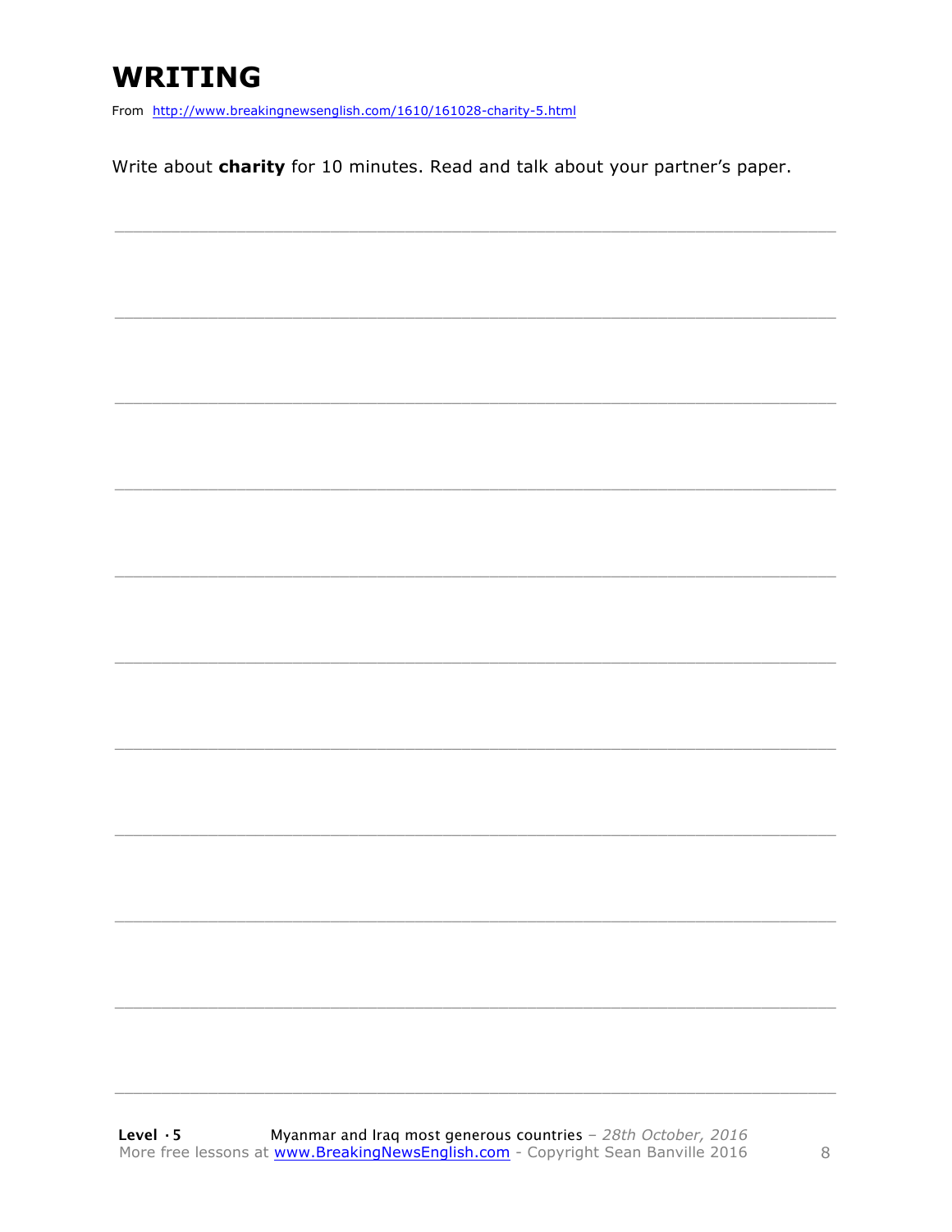# WRITING

From http://www.breakingnewsenglish.com/1610/161028-charity-5.html

Write about **charity** for 10 minutes. Read and talk about your partner's paper.

___________________________________________________________________________

___________________________________________________________________________

___________________________________________________________________________

___________________________________________________________________________

___________________________________________________________________________

___________________________________________________________________________

___________________________________________________________________________

___________________________________________________________________________

___________________________________________________________________________

___________________________________________________________________________

___________________________________________________________________________